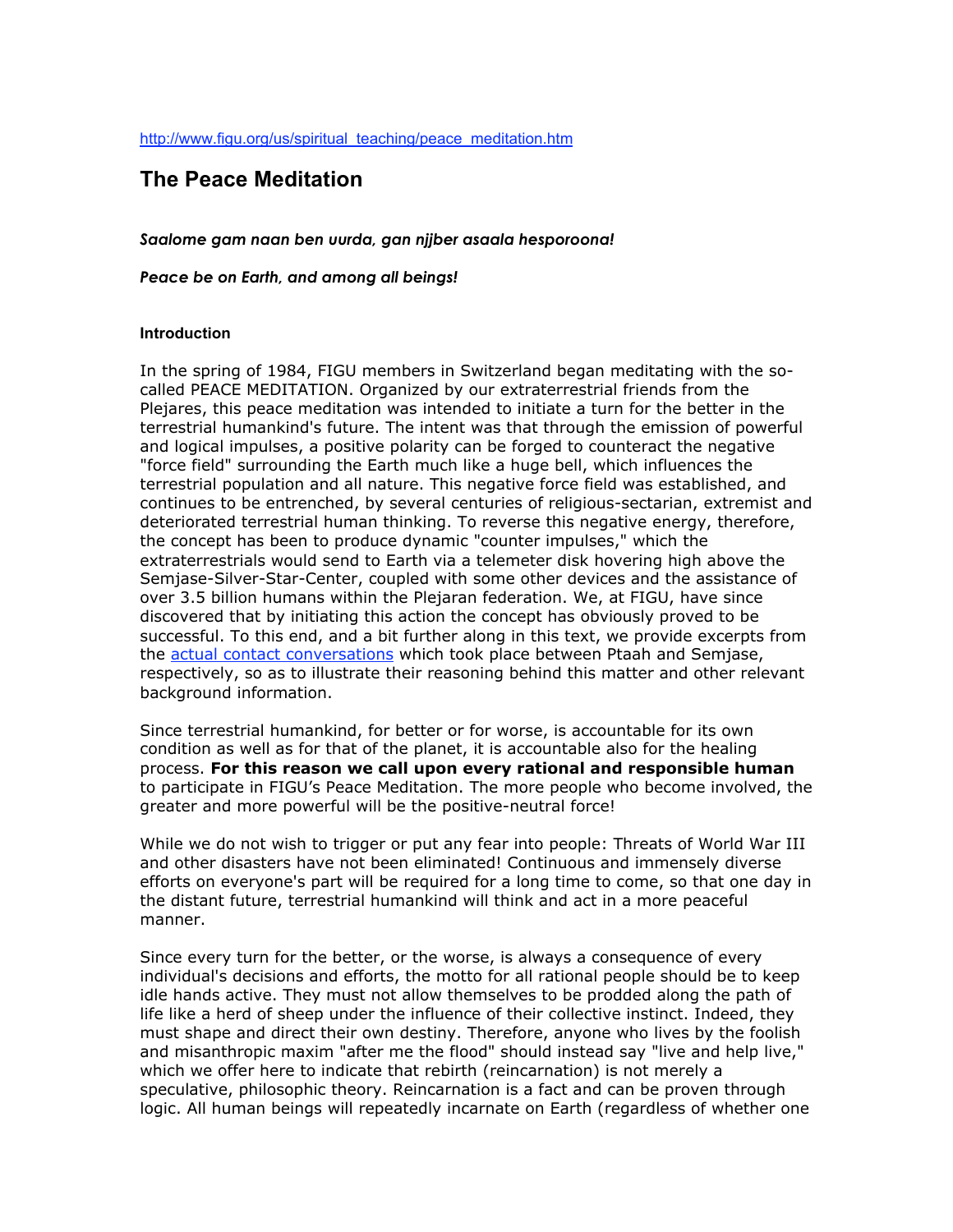http://www.figu.org/us/spiritual_teaching/peace_meditation.htm

# The Peace Meditation

***Saalome gam naan ben uurda, gan njjber asaala hesporoona!***

***Peace be on Earth, and among all beings!***

#### Introduction

In the spring of 1984, FIGU members in Switzerland began meditating with the so-called PEACE MEDITATION. Organized by our extraterrestrial friends from the Plejares, this peace meditation was intended to initiate a turn for the better in the terrestrial humankind's future. The intent was that through the emission of powerful and logical impulses, a positive polarity can be forged to counteract the negative "force field" surrounding the Earth much like a huge bell, which influences the terrestrial population and all nature. This negative force field was established, and continues to be entrenched, by several centuries of religious-sectarian, extremist and deteriorated terrestrial human thinking. To reverse this negative energy, therefore, the concept has been to produce dynamic "counter impulses," which the extraterrestrials would send to Earth via a telemeter disk hovering high above the Semjase-Silver-Star-Center, coupled with some other devices and the assistance of over 3.5 billion humans within the Plejaran federation. We, at FIGU, have since discovered that by initiating this action the concept has obviously proved to be successful. To this end, and a bit further along in this text, we provide excerpts from the actual contact conversations which took place between Ptaah and Semjase, respectively, so as to illustrate their reasoning behind this matter and other relevant background information.

Since terrestrial humankind, for better or for worse, is accountable for its own condition as well as for that of the planet, it is accountable also for the healing process. **For this reason we call upon every rational and responsible human** to participate in FIGU's Peace Meditation. The more people who become involved, the greater and more powerful will be the positive-neutral force!

While we do not wish to trigger or put any fear into people: Threats of World War III and other disasters have not been eliminated! Continuous and immensely diverse efforts on everyone's part will be required for a long time to come, so that one day in the distant future, terrestrial humankind will think and act in a more peaceful manner.

Since every turn for the better, or the worse, is always a consequence of every individual's decisions and efforts, the motto for all rational people should be to keep idle hands active. They must not allow themselves to be prodded along the path of life like a herd of sheep under the influence of their collective instinct. Indeed, they must shape and direct their own destiny. Therefore, anyone who lives by the foolish and misanthropic maxim "after me the flood" should instead say "live and help live," which we offer here to indicate that rebirth (reincarnation) is not merely a speculative, philosophic theory. Reincarnation is a fact and can be proven through logic. All human beings will repeatedly incarnate on Earth (regardless of whether one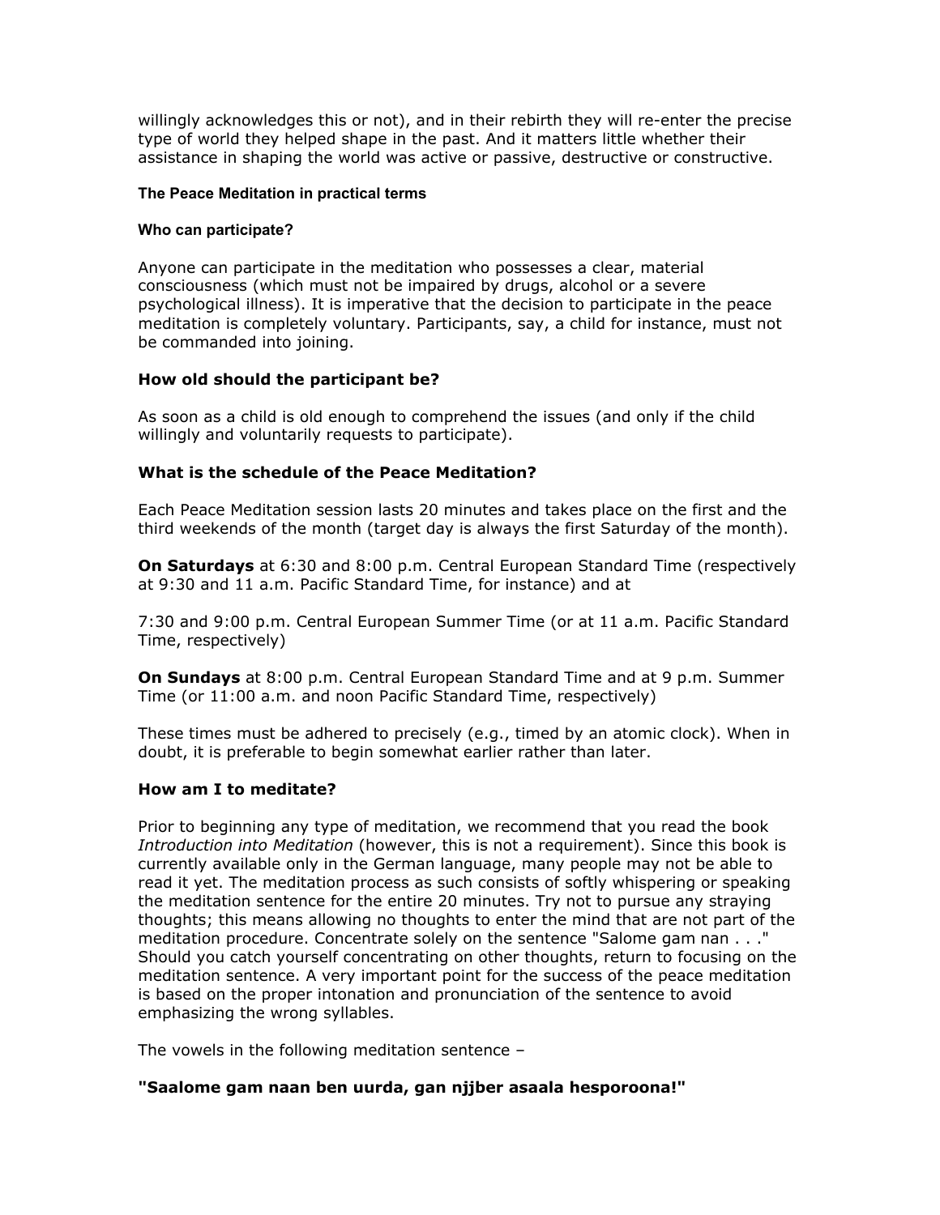willingly acknowledges this or not), and in their rebirth they will re-enter the precise type of world they helped shape in the past. And it matters little whether their assistance in shaping the world was active or passive, destructive or constructive.

#### The Peace Meditation in practical terms

##### Who can participate?

Anyone can participate in the meditation who possesses a clear, material consciousness (which must not be impaired by drugs, alcohol or a severe psychological illness). It is imperative that the decision to participate in the peace meditation is completely voluntary. Participants, say, a child for instance, must not be commanded into joining.

### How old should the participant be?

As soon as a child is old enough to comprehend the issues (and only if the child willingly and voluntarily requests to participate).

### What is the schedule of the Peace Meditation?

Each Peace Meditation session lasts 20 minutes and takes place on the first and the third weekends of the month (target day is always the first Saturday of the month).

**On Saturdays** at 6:30 and 8:00 p.m. Central European Standard Time (respectively at 9:30 and 11 a.m. Pacific Standard Time, for instance) and at

7:30 and 9:00 p.m. Central European Summer Time (or at 11 a.m. Pacific Standard Time, respectively)

**On Sundays** at 8:00 p.m. Central European Standard Time and at 9 p.m. Summer Time (or 11:00 a.m. and noon Pacific Standard Time, respectively)

These times must be adhered to precisely (e.g., timed by an atomic clock). When in doubt, it is preferable to begin somewhat earlier rather than later.

### How am I to meditate?

Prior to beginning any type of meditation, we recommend that you read the book *Introduction into Meditation* (however, this is not a requirement). Since this book is currently available only in the German language, many people may not be able to read it yet. The meditation process as such consists of softly whispering or speaking the meditation sentence for the entire 20 minutes. Try not to pursue any straying thoughts; this means allowing no thoughts to enter the mind that are not part of the meditation procedure. Concentrate solely on the sentence "Salome gam nan . . ." Should you catch yourself concentrating on other thoughts, return to focusing on the meditation sentence. A very important point for the success of the peace meditation is based on the proper intonation and pronunciation of the sentence to avoid emphasizing the wrong syllables.

The vowels in the following meditation sentence –

**"Saalome gam naan ben uurda, gan njjber asaala hesporoona!"**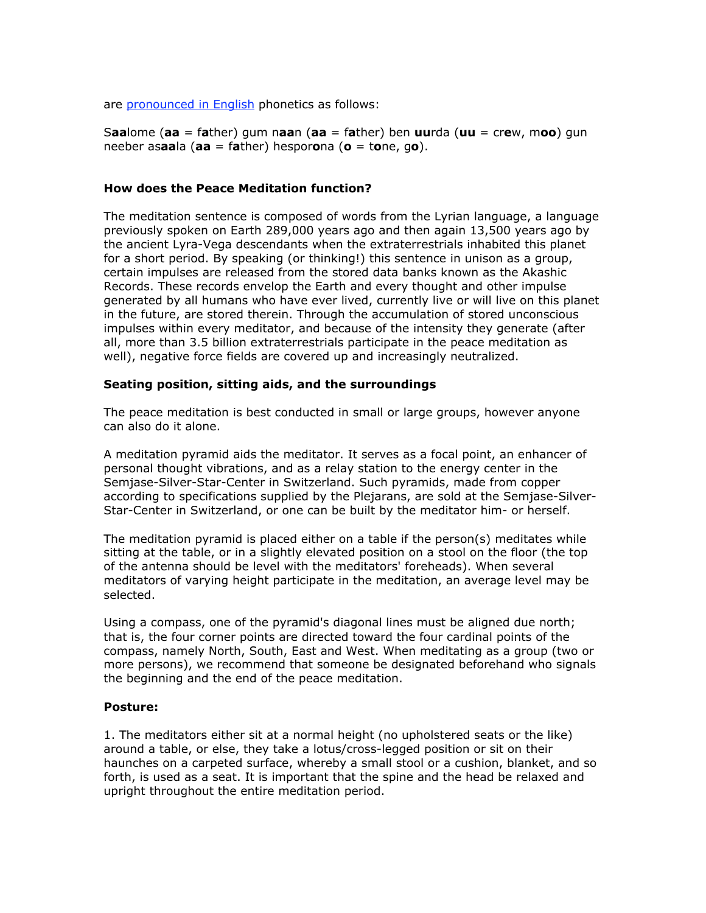are [pronounced in English]() phonetics as follows:

S**aa**lome (**aa** = f**a**ther) gum n**aa**n (**aa** = f**a**ther) ben **uu**rda (**uu** = cr**e**w, m**oo**) gun neeber as**aa**la (**aa** = f**a**ther) hespor**o**na (**o** = t**o**ne, g**o**).

**How does the Peace Meditation function?**

The meditation sentence is composed of words from the Lyrian language, a language previously spoken on Earth 289,000 years ago and then again 13,500 years ago by the ancient Lyra-Vega descendants when the extraterrestrials inhabited this planet for a short period. By speaking (or thinking!) this sentence in unison as a group, certain impulses are released from the stored data banks known as the Akashic Records. These records envelop the Earth and every thought and other impulse generated by all humans who have ever lived, currently live or will live on this planet in the future, are stored therein. Through the accumulation of stored unconscious impulses within every meditator, and because of the intensity they generate (after all, more than 3.5 billion extraterrestrials participate in the peace meditation as well), negative force fields are covered up and increasingly neutralized.

**Seating position, sitting aids, and the surroundings**

The peace meditation is best conducted in small or large groups, however anyone can also do it alone.

A meditation pyramid aids the meditator. It serves as a focal point, an enhancer of personal thought vibrations, and as a relay station to the energy center in the Semjase-Silver-Star-Center in Switzerland. Such pyramids, made from copper according to specifications supplied by the Plejarans, are sold at the Semjase-Silver-Star-Center in Switzerland, or one can be built by the meditator him- or herself.

The meditation pyramid is placed either on a table if the person(s) meditates while sitting at the table, or in a slightly elevated position on a stool on the floor (the top of the antenna should be level with the meditators' foreheads). When several meditators of varying height participate in the meditation, an average level may be selected.

Using a compass, one of the pyramid's diagonal lines must be aligned due north; that is, the four corner points are directed toward the four cardinal points of the compass, namely North, South, East and West. When meditating as a group (two or more persons), we recommend that someone be designated beforehand who signals the beginning and the end of the peace meditation.

**Posture:**

1. The meditators either sit at a normal height (no upholstered seats or the like) around a table, or else, they take a lotus/cross-legged position or sit on their haunches on a carpeted surface, whereby a small stool or a cushion, blanket, and so forth, is used as a seat. It is important that the spine and the head be relaxed and upright throughout the entire meditation period.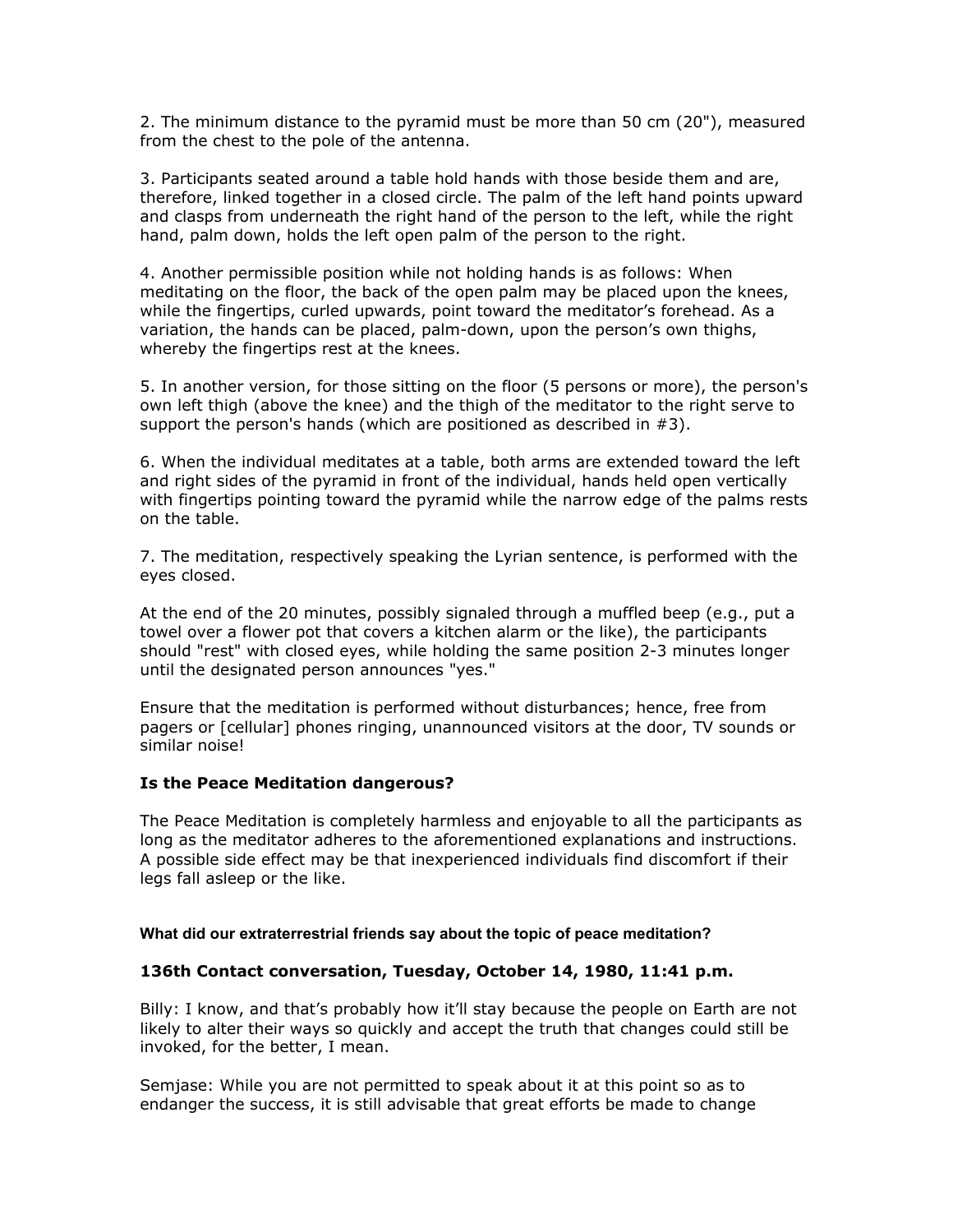2. The minimum distance to the pyramid must be more than 50 cm (20"), measured from the chest to the pole of the antenna.

3. Participants seated around a table hold hands with those beside them and are, therefore, linked together in a closed circle. The palm of the left hand points upward and clasps from underneath the right hand of the person to the left, while the right hand, palm down, holds the left open palm of the person to the right.

4. Another permissible position while not holding hands is as follows: When meditating on the floor, the back of the open palm may be placed upon the knees, while the fingertips, curled upwards, point toward the meditator's forehead. As a variation, the hands can be placed, palm-down, upon the person's own thighs, whereby the fingertips rest at the knees.

5. In another version, for those sitting on the floor (5 persons or more), the person's own left thigh (above the knee) and the thigh of the meditator to the right serve to support the person's hands (which are positioned as described in #3).

6. When the individual meditates at a table, both arms are extended toward the left and right sides of the pyramid in front of the individual, hands held open vertically with fingertips pointing toward the pyramid while the narrow edge of the palms rests on the table.

7. The meditation, respectively speaking the Lyrian sentence, is performed with the eyes closed.

At the end of the 20 minutes, possibly signaled through a muffled beep (e.g., put a towel over a flower pot that covers a kitchen alarm or the like), the participants should "rest" with closed eyes, while holding the same position 2-3 minutes longer until the designated person announces "yes."

Ensure that the meditation is performed without disturbances; hence, free from pagers or [cellular] phones ringing, unannounced visitors at the door, TV sounds or similar noise!

### Is the Peace Meditation dangerous?

The Peace Meditation is completely harmless and enjoyable to all the participants as long as the meditator adheres to the aforementioned explanations and instructions. A possible side effect may be that inexperienced individuals find discomfort if their legs fall asleep or the like.

#### What did our extraterrestrial friends say about the topic of peace meditation?

### 136th Contact conversation, Tuesday, October 14, 1980, 11:41 p.m.

Billy: I know, and that's probably how it'll stay because the people on Earth are not likely to alter their ways so quickly and accept the truth that changes could still be invoked, for the better, I mean.

Semjase: While you are not permitted to speak about it at this point so as to endanger the success, it is still advisable that great efforts be made to change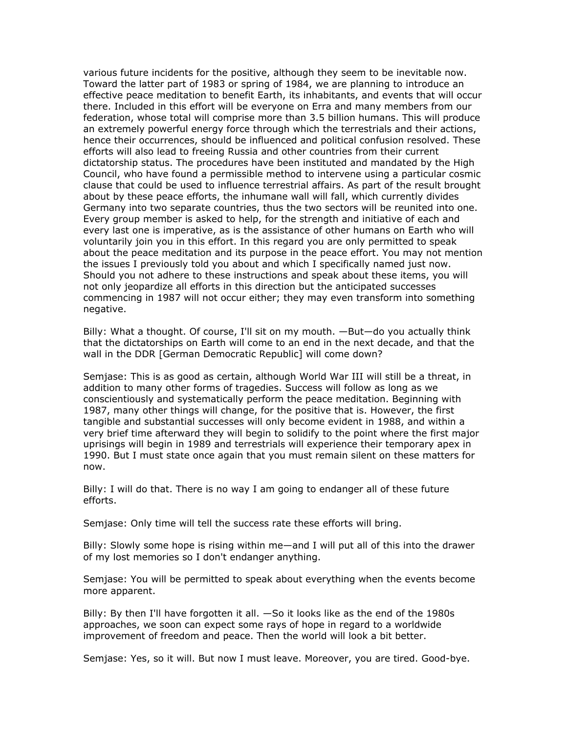various future incidents for the positive, although they seem to be inevitable now. Toward the latter part of 1983 or spring of 1984, we are planning to introduce an effective peace meditation to benefit Earth, its inhabitants, and events that will occur there. Included in this effort will be everyone on Erra and many members from our federation, whose total will comprise more than 3.5 billion humans. This will produce an extremely powerful energy force through which the terrestrials and their actions, hence their occurrences, should be influenced and political confusion resolved. These efforts will also lead to freeing Russia and other countries from their current dictatorship status. The procedures have been instituted and mandated by the High Council, who have found a permissible method to intervene using a particular cosmic clause that could be used to influence terrestrial affairs. As part of the result brought about by these peace efforts, the inhumane wall will fall, which currently divides Germany into two separate countries, thus the two sectors will be reunited into one. Every group member is asked to help, for the strength and initiative of each and every last one is imperative, as is the assistance of other humans on Earth who will voluntarily join you in this effort. In this regard you are only permitted to speak about the peace meditation and its purpose in the peace effort. You may not mention the issues I previously told you about and which I specifically named just now. Should you not adhere to these instructions and speak about these items, you will not only jeopardize all efforts in this direction but the anticipated successes commencing in 1987 will not occur either; they may even transform into something negative.

Billy: What a thought. Of course, I'll sit on my mouth. —But—do you actually think that the dictatorships on Earth will come to an end in the next decade, and that the wall in the DDR [German Democratic Republic] will come down?

Semjase: This is as good as certain, although World War III will still be a threat, in addition to many other forms of tragedies. Success will follow as long as we conscientiously and systematically perform the peace meditation. Beginning with 1987, many other things will change, for the positive that is. However, the first tangible and substantial successes will only become evident in 1988, and within a very brief time afterward they will begin to solidify to the point where the first major uprisings will begin in 1989 and terrestrials will experience their temporary apex in 1990. But I must state once again that you must remain silent on these matters for now.

Billy: I will do that. There is no way I am going to endanger all of these future efforts.

Semjase: Only time will tell the success rate these efforts will bring.

Billy: Slowly some hope is rising within me—and I will put all of this into the drawer of my lost memories so I don't endanger anything.

Semjase: You will be permitted to speak about everything when the events become more apparent.

Billy: By then I'll have forgotten it all. —So it looks like as the end of the 1980s approaches, we soon can expect some rays of hope in regard to a worldwide improvement of freedom and peace. Then the world will look a bit better.

Semjase: Yes, so it will. But now I must leave. Moreover, you are tired. Good-bye.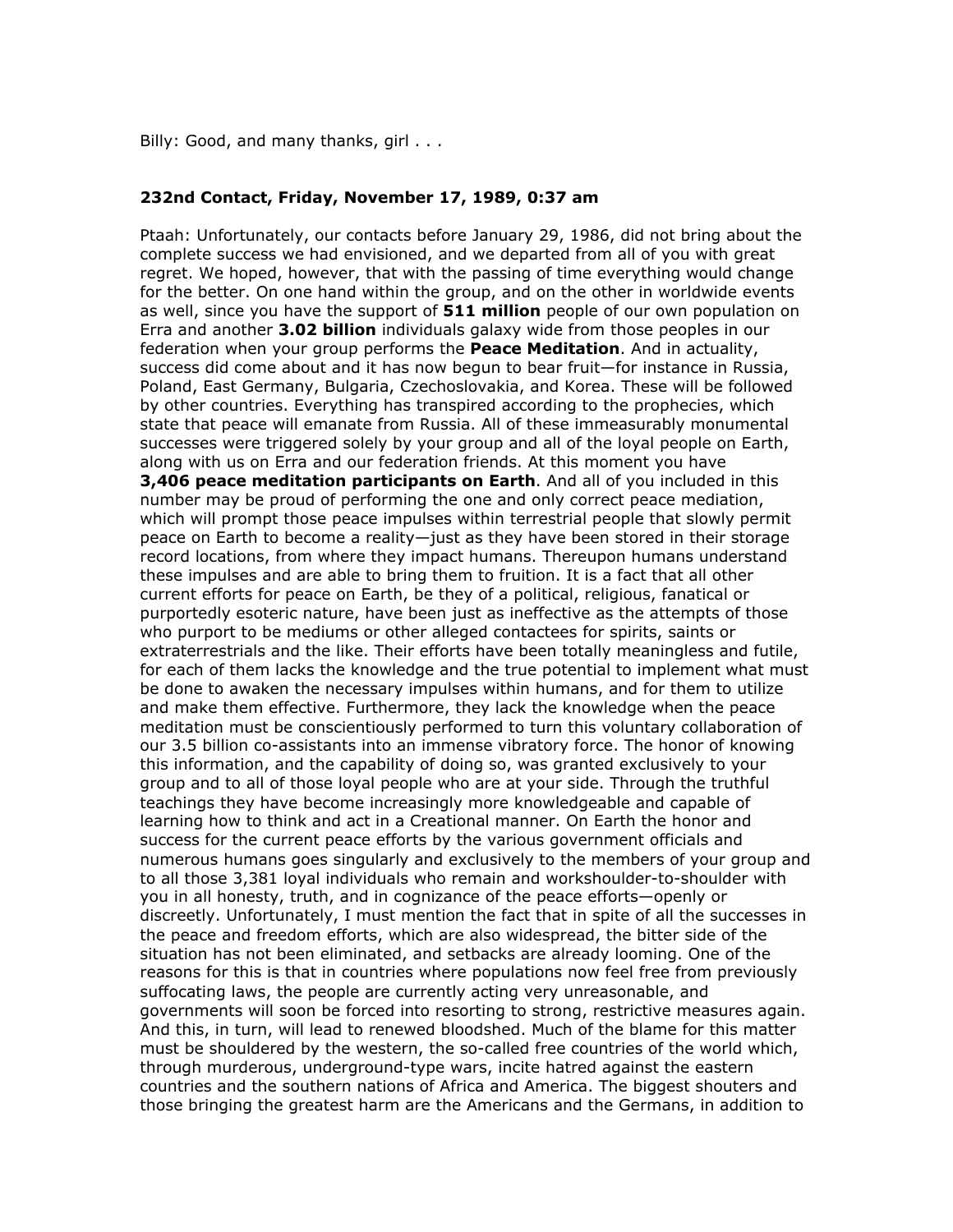Billy: Good, and many thanks, girl . . .

**232nd Contact, Friday, November 17, 1989, 0:37 am**

Ptaah: Unfortunately, our contacts before January 29, 1986, did not bring about the complete success we had envisioned, and we departed from all of you with great regret. We hoped, however, that with the passing of time everything would change for the better. On one hand within the group, and on the other in worldwide events as well, since you have the support of **511 million** people of our own population on Erra and another **3.02 billion** individuals galaxy wide from those peoples in our federation when your group performs the **Peace Meditation**. And in actuality, success did come about and it has now begun to bear fruit—for instance in Russia, Poland, East Germany, Bulgaria, Czechoslovakia, and Korea. These will be followed by other countries. Everything has transpired according to the prophecies, which state that peace will emanate from Russia. All of these immeasurably monumental successes were triggered solely by your group and all of the loyal people on Earth, along with us on Erra and our federation friends. At this moment you have **3,406 peace meditation participants on Earth**. And all of you included in this number may be proud of performing the one and only correct peace mediation, which will prompt those peace impulses within terrestrial people that slowly permit peace on Earth to become a reality—just as they have been stored in their storage record locations, from where they impact humans. Thereupon humans understand these impulses and are able to bring them to fruition. It is a fact that all other current efforts for peace on Earth, be they of a political, religious, fanatical or purportedly esoteric nature, have been just as ineffective as the attempts of those who purport to be mediums or other alleged contactees for spirits, saints or extraterrestrials and the like. Their efforts have been totally meaningless and futile, for each of them lacks the knowledge and the true potential to implement what must be done to awaken the necessary impulses within humans, and for them to utilize and make them effective. Furthermore, they lack the knowledge when the peace meditation must be conscientiously performed to turn this voluntary collaboration of our 3.5 billion co-assistants into an immense vibratory force. The honor of knowing this information, and the capability of doing so, was granted exclusively to your group and to all of those loyal people who are at your side. Through the truthful teachings they have become increasingly more knowledgeable and capable of learning how to think and act in a Creational manner. On Earth the honor and success for the current peace efforts by the various government officials and numerous humans goes singularly and exclusively to the members of your group and to all those 3,381 loyal individuals who remain and workshoulder-to-shoulder with you in all honesty, truth, and in cognizance of the peace efforts—openly or discreetly. Unfortunately, I must mention the fact that in spite of all the successes in the peace and freedom efforts, which are also widespread, the bitter side of the situation has not been eliminated, and setbacks are already looming. One of the reasons for this is that in countries where populations now feel free from previously suffocating laws, the people are currently acting very unreasonable, and governments will soon be forced into resorting to strong, restrictive measures again. And this, in turn, will lead to renewed bloodshed. Much of the blame for this matter must be shouldered by the western, the so-called free countries of the world which, through murderous, underground-type wars, incite hatred against the eastern countries and the southern nations of Africa and America. The biggest shouters and those bringing the greatest harm are the Americans and the Germans, in addition to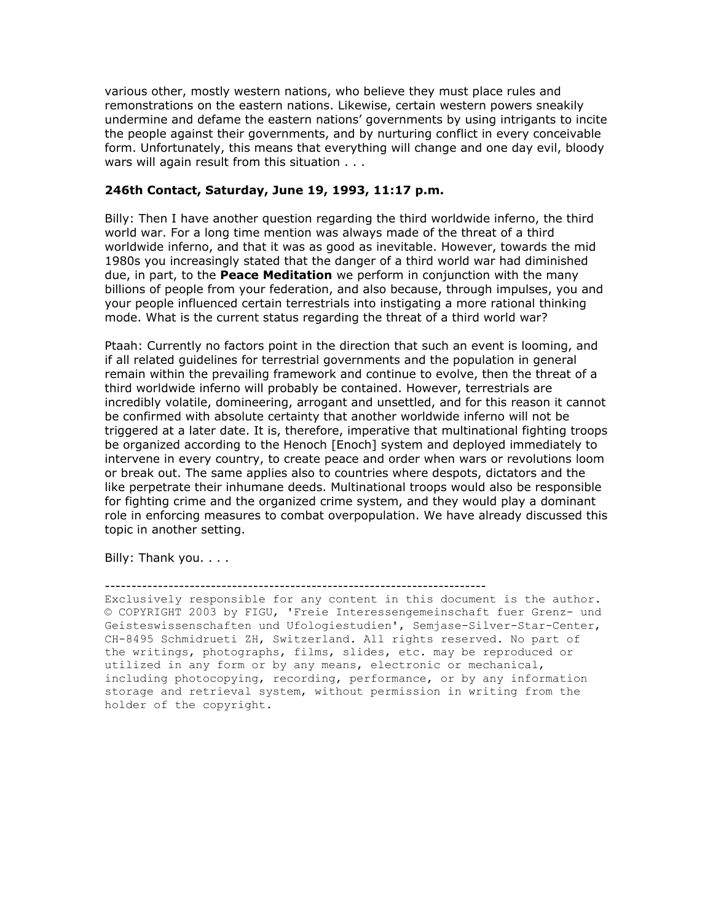various other, mostly western nations, who believe they must place rules and remonstrations on the eastern nations. Likewise, certain western powers sneakily undermine and defame the eastern nations' governments by using intrigants to incite the people against their governments, and by nurturing conflict in every conceivable form. Unfortunately, this means that everything will change and one day evil, bloody wars will again result from this situation . . .

**246th Contact, Saturday, June 19, 1993, 11:17 p.m.**

Billy: Then I have another question regarding the third worldwide inferno, the third world war. For a long time mention was always made of the threat of a third worldwide inferno, and that it was as good as inevitable. However, towards the mid 1980s you increasingly stated that the danger of a third world war had diminished due, in part, to the **Peace Meditation** we perform in conjunction with the many billions of people from your federation, and also because, through impulses, you and your people influenced certain terrestrials into instigating a more rational thinking mode. What is the current status regarding the threat of a third world war?

Ptaah: Currently no factors point in the direction that such an event is looming, and if all related guidelines for terrestrial governments and the population in general remain within the prevailing framework and continue to evolve, then the threat of a third worldwide inferno will probably be contained. However, terrestrials are incredibly volatile, domineering, arrogant and unsettled, and for this reason it cannot be confirmed with absolute certainty that another worldwide inferno will not be triggered at a later date. It is, therefore, imperative that multinational fighting troops be organized according to the Henoch [Enoch] system and deployed immediately to intervene in every country, to create peace and order when wars or revolutions loom or break out. The same applies also to countries where despots, dictators and the like perpetrate their inhumane deeds. Multinational troops would also be responsible for fighting crime and the organized crime system, and they would play a dominant role in enforcing measures to combat overpopulation. We have already discussed this topic in another setting.

Billy: Thank you. . . .

---

Exclusively responsible for any content in this document is the author. © COPYRIGHT 2003 by FIGU, 'Freie Interessengemeinschaft fuer Grenz- und Geisteswissenschaften und Ufologiestudien', Semjase-Silver-Star-Center, CH-8495 Schmidrueti ZH, Switzerland. All rights reserved. No part of the writings, photographs, films, slides, etc. may be reproduced or utilized in any form or by any means, electronic or mechanical, including photocopying, recording, performance, or by any information storage and retrieval system, without permission in writing from the holder of the copyright.